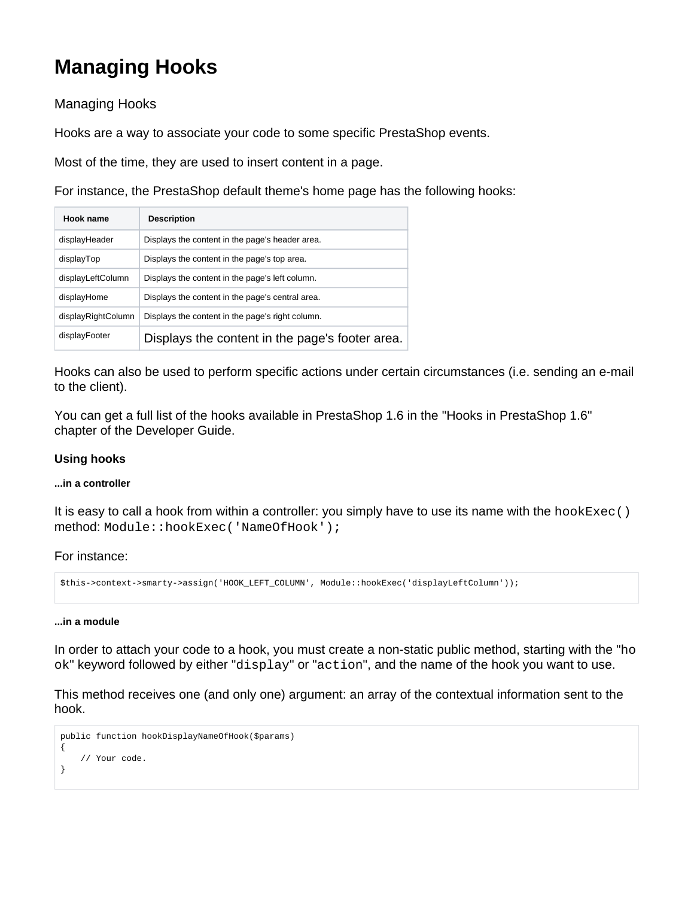# Managing Hooks

Managing Hooks

Hooks are a way to associate your code to some specific PrestaShop events.

Most of the time, they are used to insert content in a page.

For instance, the PrestaShop default theme's home page has the following hooks:

| Hook name | Description |
|---|---|
| displayHeader | Displays the content in the page's header area. |
| displayTop | Displays the content in the page's top area. |
| displayLeftColumn | Displays the content in the page's left column. |
| displayHome | Displays the content in the page's central area. |
| displayRightColumn | Displays the content in the page's right column. |
| displayFooter | Displays the content in the page's footer area. |

Hooks can also be used to perform specific actions under certain circumstances (i.e. sending an e-mail to the client).

You can get a full list of the hooks available in PrestaShop 1.6 in the "Hooks in PrestaShop 1.6" chapter of the Developer Guide.

#### Using hooks

##### ...in a controller

It is easy to call a hook from within a controller: you simply have to use its name with the `hookExec()` method: `Module::hookExec('NameOfHook');`

For instance:

```
$this->context->smarty->assign('HOOK_LEFT_COLUMN', Module::hookExec('displayLeftColumn'));
```

##### ...in a module

In order to attach your code to a hook, you must create a non-static public method, starting with the "`hook`" keyword followed by either "`display`" or "`action`", and the name of the hook you want to use.

This method receives one (and only one) argument: an array of the contextual information sent to the hook.

```
public function hookDisplayNameOfHook($params)
{
    // Your code.
}
```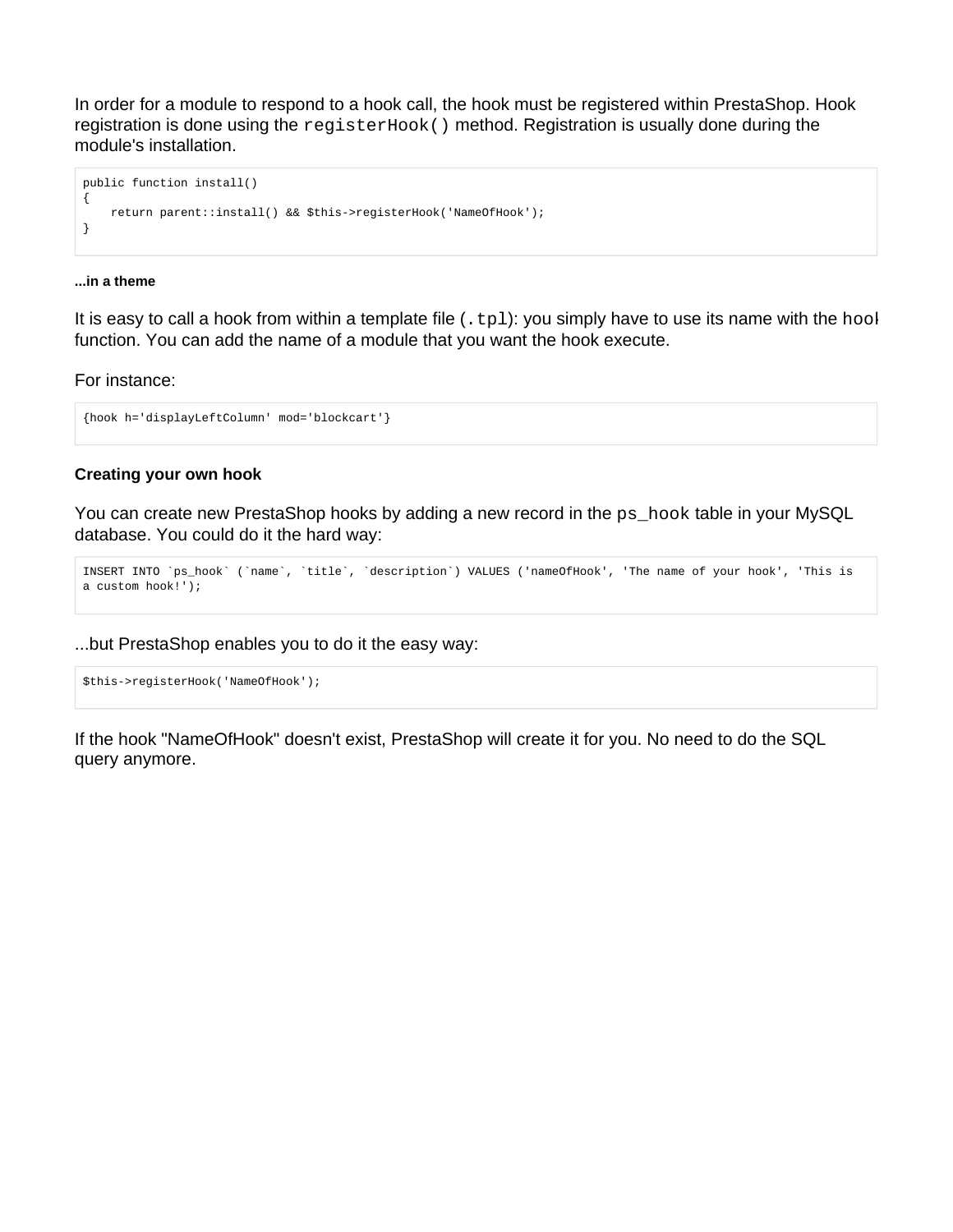In order for a module to respond to a hook call, the hook must be registered within PrestaShop. Hook registration is done using the `registerHook()` method. Registration is usually done during the module's installation.

```
public function install()
{
    return parent::install() && $this->registerHook('NameOfHook');
}
```

##### ...in a theme

It is easy to call a hook from within a template file (`.tpl`): you simply have to use its name with the `hook` function. You can add the name of a module that you want the hook execute.

For instance:

```
{hook h='displayLeftColumn' mod='blockcart'}
```

#### Creating your own hook

You can create new PrestaShop hooks by adding a new record in the `ps_hook` table in your MySQL database. You could do it the hard way:

```
INSERT INTO `ps_hook` (`name`, `title`, `description`) VALUES ('nameOfHook', 'The name of your hook', 'This is a custom hook!');
```

...but PrestaShop enables you to do it the easy way:

```
$this->registerHook('NameOfHook');
```

If the hook "NameOfHook" doesn't exist, PrestaShop will create it for you. No need to do the SQL query anymore.